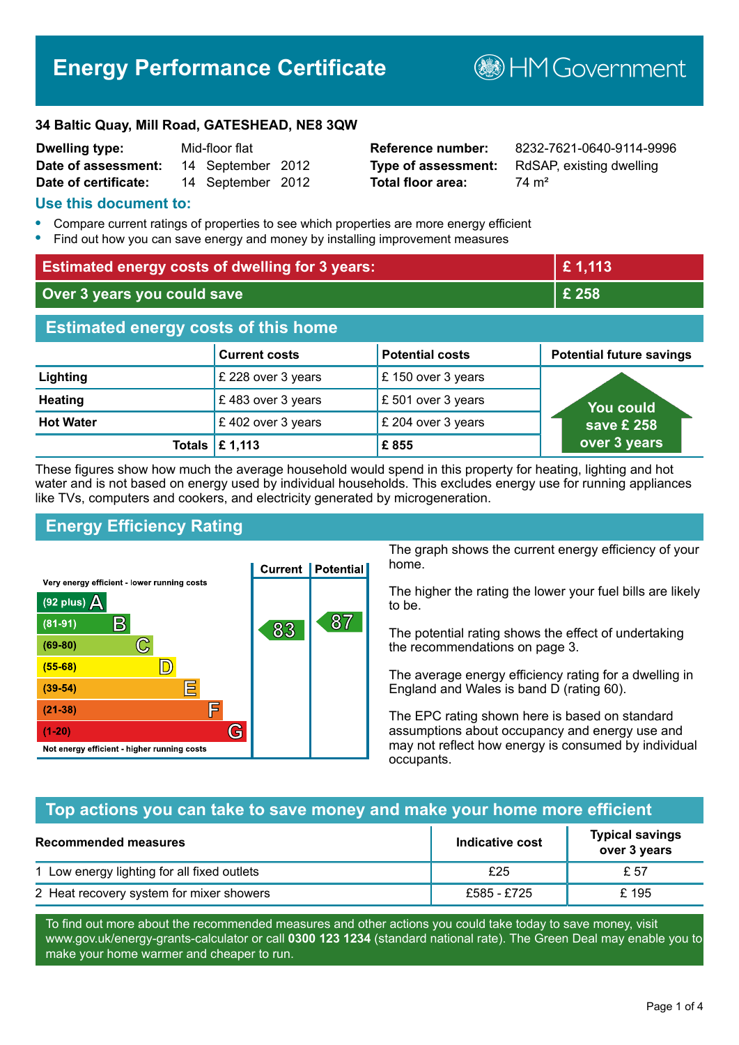# Energy Performance Certificate

HM Government

**34 Baltic Quay, Mill Road, GATESHEAD, NE8 3QW**

| | | | |
|---|---|---|---|
| **Dwelling type:** | Mid-floor flat | **Reference number:** | 8232-7621-0640-9114-9996 |
| **Date of assessment:** | 14 September 2012 | **Type of assessment:** | RdSAP, existing dwelling |
| **Date of certificate:** | 14 September 2012 | **Total floor area:** | 74 m² |

## Use this document to:

- Compare current ratings of properties to see which properties are more energy efficient
- Find out how you can save energy and money by installing improvement measures

| | |
|---|---|
| **Estimated energy costs of dwelling for 3 years:** | **£ 1,113** |
| **Over 3 years you could save** | **£ 258** |

## Estimated energy costs of this home

| | Current costs | Potential costs | Potential future savings |
|---|---|---|---|
| **Lighting** | £ 228 over 3 years | £ 150 over 3 years | You could save £ 258 over 3 years |
| **Heating** | £ 483 over 3 years | £ 501 over 3 years | |
| **Hot Water** | £ 402 over 3 years | £ 204 over 3 years | |
| **Totals** | **£ 1,113** | **£ 855** | |

These figures show how much the average household would spend in this property for heating, lighting and hot water and is not based on energy used by individual households. This excludes energy use for running appliances like TVs, computers and cookers, and electricity generated by microgeneration.

## Energy Efficiency Rating

| Rating band | Current | Potential |
|---|---|---|
| Very energy efficient - lower running costs | | |
| (92 plus) A | | |
| (81-91) B | 83 | 87 |
| (69-80) C | | |
| (55-68) D | | |
| (39-54) E | | |
| (21-38) F | | |
| (1-20) G | | |
| Not energy efficient - higher running costs | | |

The graph shows the current energy efficiency of your home.

The higher the rating the lower your fuel bills are likely to be.

The potential rating shows the effect of undertaking the recommendations on page 3.

The average energy efficiency rating for a dwelling in England and Wales is band D (rating 60).

The EPC rating shown here is based on standard assumptions about occupancy and energy use and may not reflect how energy is consumed by individual occupants.

## Top actions you can take to save money and make your home more efficient

| Recommended measures | Indicative cost | Typical savings over 3 years |
|---|---|---|
| 1 Low energy lighting for all fixed outlets | £25 | £ 57 |
| 2 Heat recovery system for mixer showers | £585 - £725 | £ 195 |

To find out more about the recommended measures and other actions you could take today to save money, visit www.gov.uk/energy-grants-calculator or call **0300 123 1234** (standard national rate). The Green Deal may enable you to make your home warmer and cheaper to run.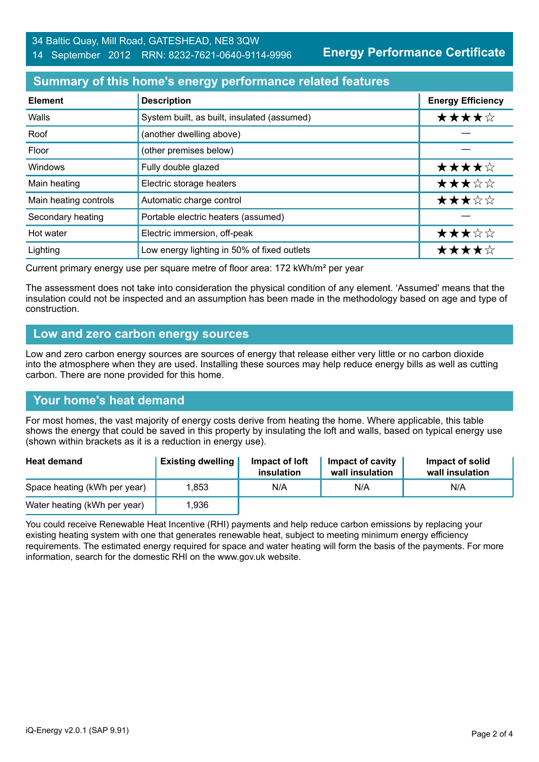34 Baltic Quay, Mill Road, GATESHEAD, NE8 3QW
14 September 2012 RRN: 8232-7621-0640-9114-9996

**Energy Performance Certificate**

## Summary of this home's energy performance related features

| Element | Description | Energy Efficiency |
|---|---|---|
| Walls | System built, as built, insulated (assumed) | ★★★★☆ |
| Roof | (another dwelling above) | — |
| Floor | (other premises below) | — |
| Windows | Fully double glazed | ★★★★☆ |
| Main heating | Electric storage heaters | ★★★☆☆ |
| Main heating controls | Automatic charge control | ★★★☆☆ |
| Secondary heating | Portable electric heaters (assumed) | — |
| Hot water | Electric immersion, off-peak | ★★★☆☆ |
| Lighting | Low energy lighting in 50% of fixed outlets | ★★★★☆ |

Current primary energy use per square metre of floor area: 172 kWh/m² per year

The assessment does not take into consideration the physical condition of any element. 'Assumed' means that the insulation could not be inspected and an assumption has been made in the methodology based on age and type of construction.

## Low and zero carbon energy sources

Low and zero carbon energy sources are sources of energy that release either very little or no carbon dioxide into the atmosphere when they are used. Installing these sources may help reduce energy bills as well as cutting carbon. There are none provided for this home.

## Your home's heat demand

For most homes, the vast majority of energy costs derive from heating the home. Where applicable, this table shows the energy that could be saved in this property by insulating the loft and walls, based on typical energy use (shown within brackets as it is a reduction in energy use).

| Heat demand | Existing dwelling | Impact of loft insulation | Impact of cavity wall insulation | Impact of solid wall insulation |
|---|---|---|---|---|
| Space heating (kWh per year) | 1,853 | N/A | N/A | N/A |
| Water heating (kWh per year) | 1,936 | | | |

You could receive Renewable Heat Incentive (RHI) payments and help reduce carbon emissions by replacing your existing heating system with one that generates renewable heat, subject to meeting minimum energy efficiency requirements. The estimated energy required for space and water heating will form the basis of the payments. For more information, search for the domestic RHI on the www.gov.uk website.

iQ-Energy v2.0.1 (SAP 9.91)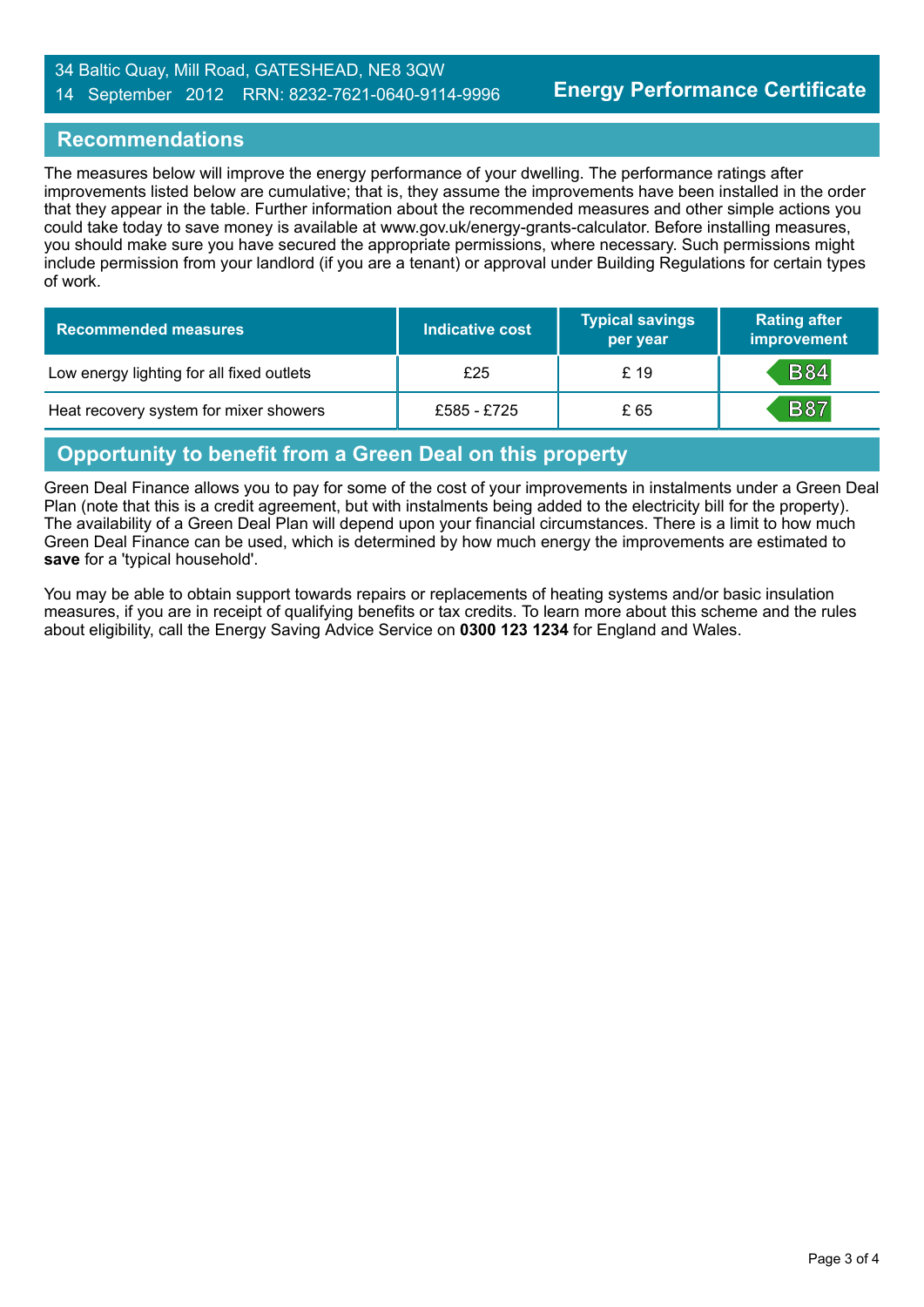34 Baltic Quay, Mill Road, GATESHEAD, NE8 3QW
14 September 2012 RRN: 8232-7621-0640-9114-9996

**Energy Performance Certificate**

## Recommendations

The measures below will improve the energy performance of your dwelling. The performance ratings after improvements listed below are cumulative; that is, they assume the improvements have been installed in the order that they appear in the table. Further information about the recommended measures and other simple actions you could take today to save money is available at www.gov.uk/energy-grants-calculator. Before installing measures, you should make sure you have secured the appropriate permissions, where necessary. Such permissions might include permission from your landlord (if you are a tenant) or approval under Building Regulations for certain types of work.

| Recommended measures | Indicative cost | Typical savings per year | Rating after improvement |
|---|---|---|---|
| Low energy lighting for all fixed outlets | £25 | £ 19 | B84 |
| Heat recovery system for mixer showers | £585 - £725 | £ 65 | B87 |

## Opportunity to benefit from a Green Deal on this property

Green Deal Finance allows you to pay for some of the cost of your improvements in instalments under a Green Deal Plan (note that this is a credit agreement, but with instalments being added to the electricity bill for the property). The availability of a Green Deal Plan will depend upon your financial circumstances. There is a limit to how much Green Deal Finance can be used, which is determined by how much energy the improvements are estimated to **save** for a 'typical household'.

You may be able to obtain support towards repairs or replacements of heating systems and/or basic insulation measures, if you are in receipt of qualifying benefits or tax credits. To learn more about this scheme and the rules about eligibility, call the Energy Saving Advice Service on **0300 123 1234** for England and Wales.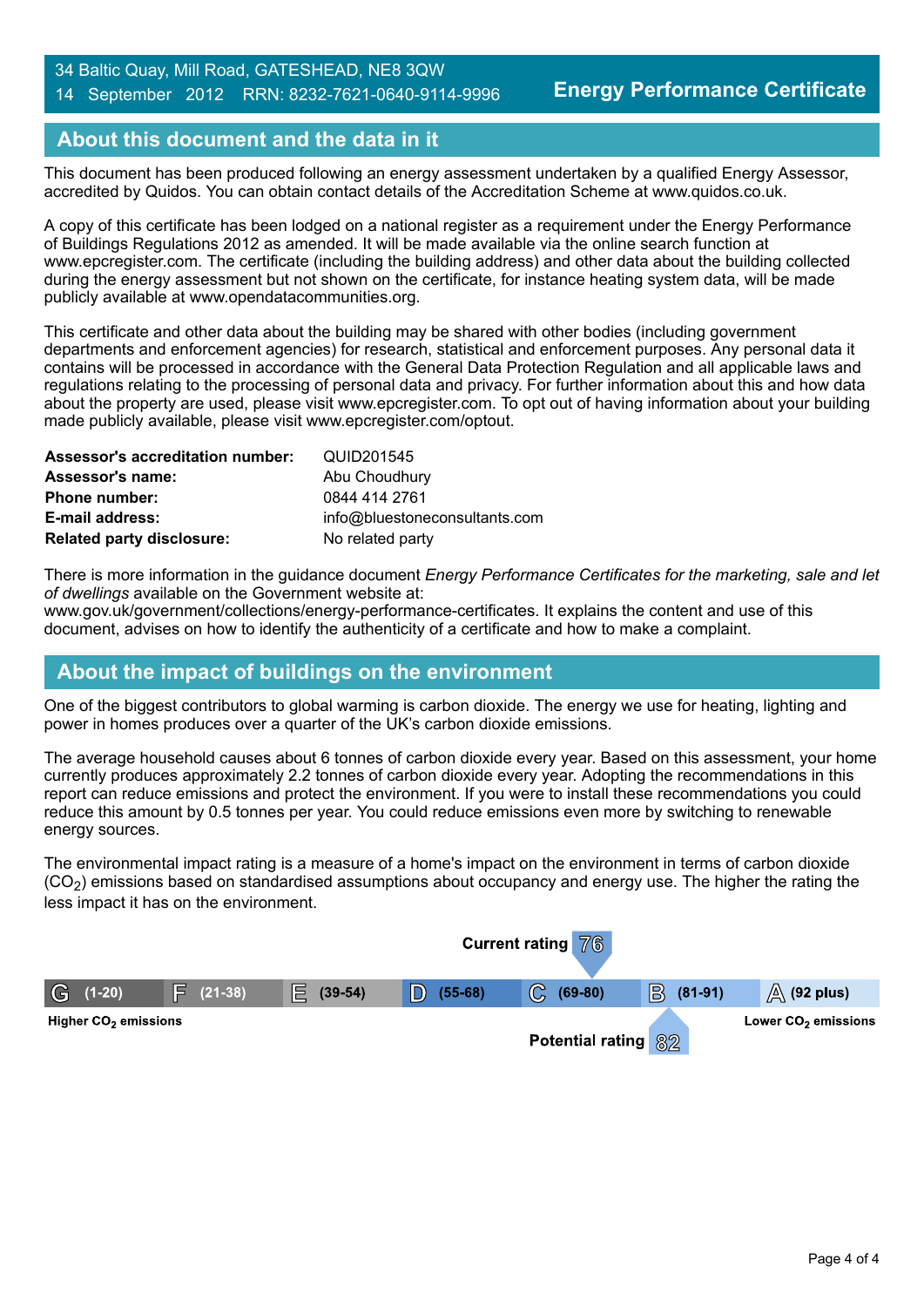34 Baltic Quay, Mill Road, GATESHEAD, NE8 3QW
14 September 2012 RRN: 8232-7621-0640-9114-9996

**Energy Performance Certificate**

## About this document and the data in it

This document has been produced following an energy assessment undertaken by a qualified Energy Assessor, accredited by Quidos. You can obtain contact details of the Accreditation Scheme at www.quidos.co.uk.

A copy of this certificate has been lodged on a national register as a requirement under the Energy Performance of Buildings Regulations 2012 as amended. It will be made available via the online search function at www.epcregister.com. The certificate (including the building address) and other data about the building collected during the energy assessment but not shown on the certificate, for instance heating system data, will be made publicly available at www.opendatacommunities.org.

This certificate and other data about the building may be shared with other bodies (including government departments and enforcement agencies) for research, statistical and enforcement purposes. Any personal data it contains will be processed in accordance with the General Data Protection Regulation and all applicable laws and regulations relating to the processing of personal data and privacy. For further information about this and how data about the property are used, please visit www.epcregister.com. To opt out of having information about your building made publicly available, please visit www.epcregister.com/optout.

| | |
|---|---|
| **Assessor's accreditation number:** | QUID201545 |
| **Assessor's name:** | Abu Choudhury |
| **Phone number:** | 0844 414 2761 |
| **E-mail address:** | info@bluestoneconsultants.com |
| **Related party disclosure:** | No related party |

There is more information in the guidance document *Energy Performance Certificates for the marketing, sale and let of dwellings* available on the Government website at: www.gov.uk/government/collections/energy-performance-certificates. It explains the content and use of this document, advises on how to identify the authenticity of a certificate and how to make a complaint.

## About the impact of buildings on the environment

One of the biggest contributors to global warming is carbon dioxide. The energy we use for heating, lighting and power in homes produces over a quarter of the UK's carbon dioxide emissions.

The average household causes about 6 tonnes of carbon dioxide every year. Based on this assessment, your home currently produces approximately 2.2 tonnes of carbon dioxide every year. Adopting the recommendations in this report can reduce emissions and protect the environment. If you were to install these recommendations you could reduce this amount by 0.5 tonnes per year. You could reduce emissions even more by switching to renewable energy sources.

The environmental impact rating is a measure of a home's impact on the environment in terms of carbon dioxide ($CO_2$) emissions based on standardised assumptions about occupancy and energy use. The higher the rating the less impact it has on the environment.

Current rating 76

G (1-20) F (21-38) E (39-54) D (55-68) C (69-80) B (81-91) A (92 plus)

Higher $CO_2$ emissions

Lower $CO_2$ emissions

Potential rating 82